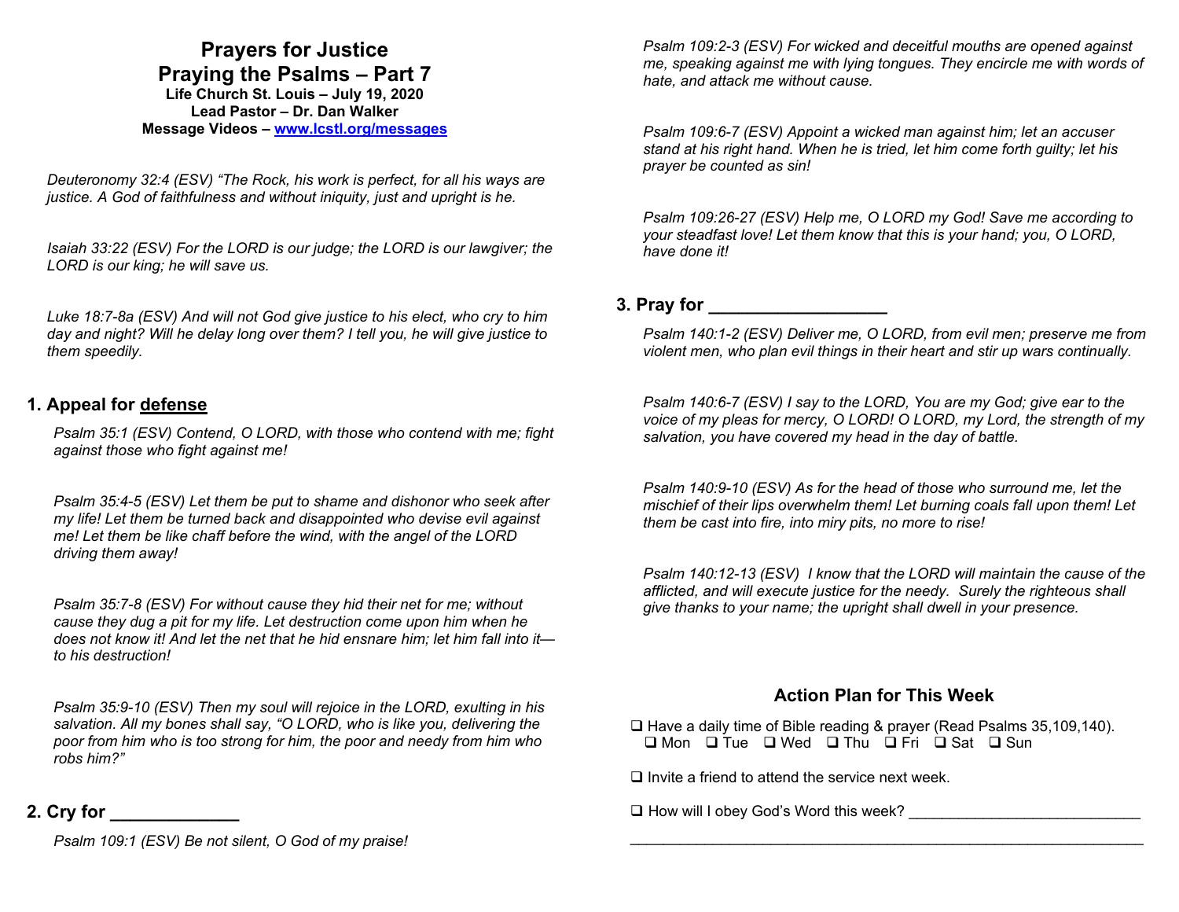# Prayers for Justice
# Praying the Psalms – Part 7

**Life Church St. Louis – July 19, 2020**
**Lead Pastor – Dr. Dan Walker**
**Message Videos – [www.lcstl.org/messages](http://www.lcstl.org/messages)**

*Deuteronomy 32:4 (ESV) "The Rock, his work is perfect, for all his ways are justice. A God of faithfulness and without iniquity, just and upright is he.*

*Isaiah 33:22 (ESV) For the LORD is our judge; the LORD is our lawgiver; the LORD is our king; he will save us.*

*Luke 18:7-8a (ESV) And will not God give justice to his elect, who cry to him day and night? Will he delay long over them? I tell you, he will give justice to them speedily.*

## 1. Appeal for defense

*Psalm 35:1 (ESV) Contend, O LORD, with those who contend with me; fight against those who fight against me!*

*Psalm 35:4-5 (ESV) Let them be put to shame and dishonor who seek after my life! Let them be turned back and disappointed who devise evil against me! Let them be like chaff before the wind, with the angel of the LORD driving them away!*

*Psalm 35:7-8 (ESV) For without cause they hid their net for me; without cause they dug a pit for my life. Let destruction come upon him when he does not know it! And let the net that he hid ensnare him; let him fall into it—to his destruction!*

*Psalm 35:9-10 (ESV) Then my soul will rejoice in the LORD, exulting in his salvation. All my bones shall say, "O LORD, who is like you, delivering the poor from him who is too strong for him, the poor and needy from him who robs him?"*

## 2. Cry for _____________

*Psalm 109:1 (ESV) Be not silent, O God of my praise!*

*Psalm 109:2-3 (ESV) For wicked and deceitful mouths are opened against me, speaking against me with lying tongues. They encircle me with words of hate, and attack me without cause.*

*Psalm 109:6-7 (ESV) Appoint a wicked man against him; let an accuser stand at his right hand. When he is tried, let him come forth guilty; let his prayer be counted as sin!*

*Psalm 109:26-27 (ESV) Help me, O LORD my God! Save me according to your steadfast love! Let them know that this is your hand; you, O LORD, have done it!*

## 3. Pray for _________________

*Psalm 140:1-2 (ESV) Deliver me, O LORD, from evil men; preserve me from violent men, who plan evil things in their heart and stir up wars continually.*

*Psalm 140:6-7 (ESV) I say to the LORD, You are my God; give ear to the voice of my pleas for mercy, O LORD! O LORD, my Lord, the strength of my salvation, you have covered my head in the day of battle.*

*Psalm 140:9-10 (ESV) As for the head of those who surround me, let the mischief of their lips overwhelm them! Let burning coals fall upon them! Let them be cast into fire, into miry pits, no more to rise!*

*Psalm 140:12-13 (ESV) I know that the LORD will maintain the cause of the afflicted, and will execute justice for the needy. Surely the righteous shall give thanks to your name; the upright shall dwell in your presence.*

### Action Plan for This Week

- ❑ Have a daily time of Bible reading & prayer (Read Psalms 35,109,140).
  ❑ Mon ❑ Tue ❑ Wed ❑ Thu ❑ Fri ❑ Sat ❑ Sun
- ❑ Invite a friend to attend the service next week.
- ❑ How will I obey God's Word this week? ___________________________

_______________________________________________________________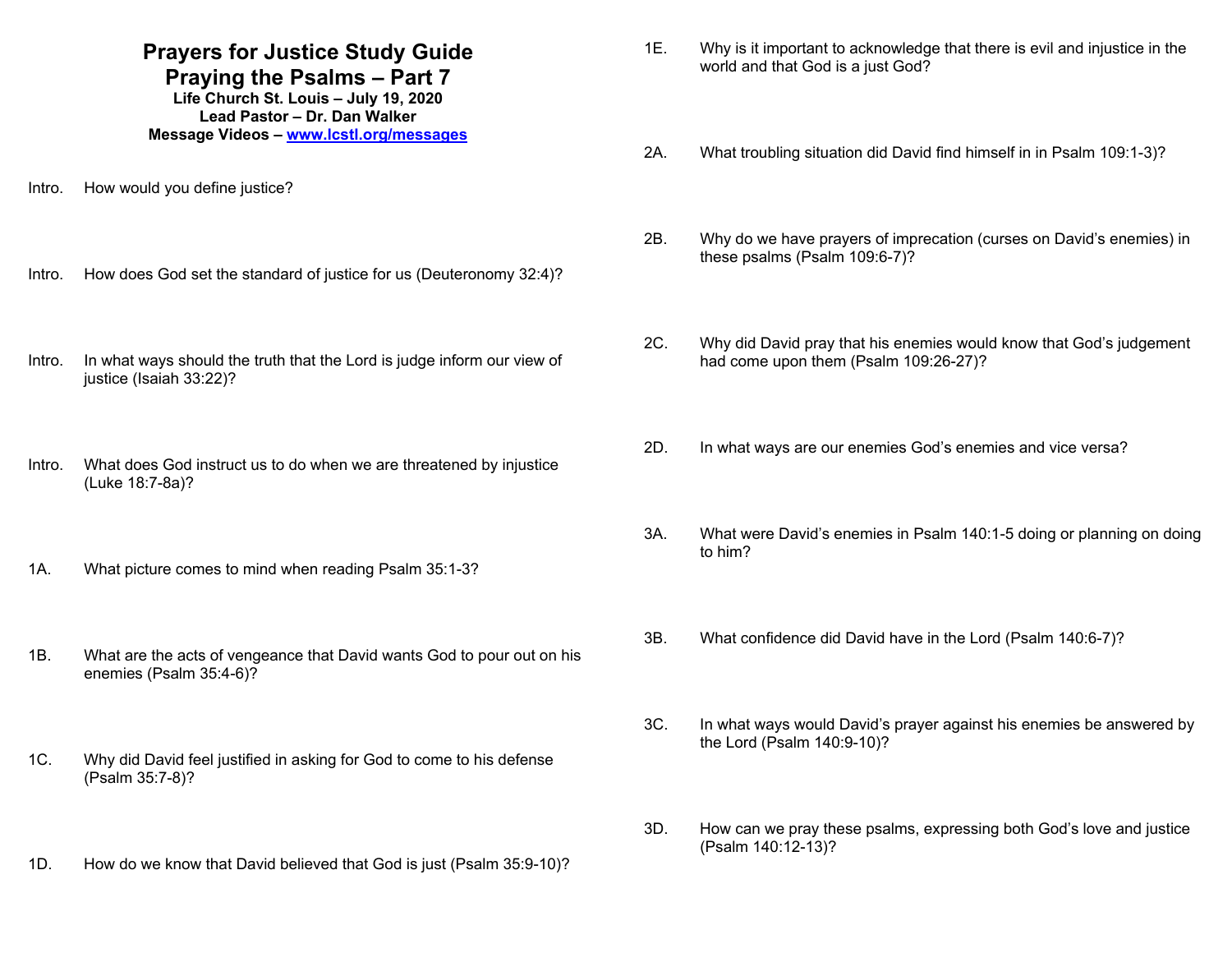# Prayers for Justice Study Guide
# Praying the Psalms – Part 7

**Life Church St. Louis – July 19, 2020**
**Lead Pastor – Dr. Dan Walker**
**Message Videos – [www.lcstl.org/messages](http://www.lcstl.org/messages)**

Intro. How would you define justice?

Intro. How does God set the standard of justice for us (Deuteronomy 32:4)?

Intro. In what ways should the truth that the Lord is judge inform our view of justice (Isaiah 33:22)?

Intro. What does God instruct us to do when we are threatened by injustice (Luke 18:7-8a)?

1A. What picture comes to mind when reading Psalm 35:1-3?

1B. What are the acts of vengeance that David wants God to pour out on his enemies (Psalm 35:4-6)?

1C. Why did David feel justified in asking for God to come to his defense (Psalm 35:7-8)?

1D. How do we know that David believed that God is just (Psalm 35:9-10)?

1E. Why is it important to acknowledge that there is evil and injustice in the world and that God is a just God?

2A. What troubling situation did David find himself in in Psalm 109:1-3)?

2B. Why do we have prayers of imprecation (curses on David's enemies) in these psalms (Psalm 109:6-7)?

2C. Why did David pray that his enemies would know that God's judgement had come upon them (Psalm 109:26-27)?

2D. In what ways are our enemies God's enemies and vice versa?

3A. What were David's enemies in Psalm 140:1-5 doing or planning on doing to him?

3B. What confidence did David have in the Lord (Psalm 140:6-7)?

3C. In what ways would David's prayer against his enemies be answered by the Lord (Psalm 140:9-10)?

3D. How can we pray these psalms, expressing both God's love and justice (Psalm 140:12-13)?